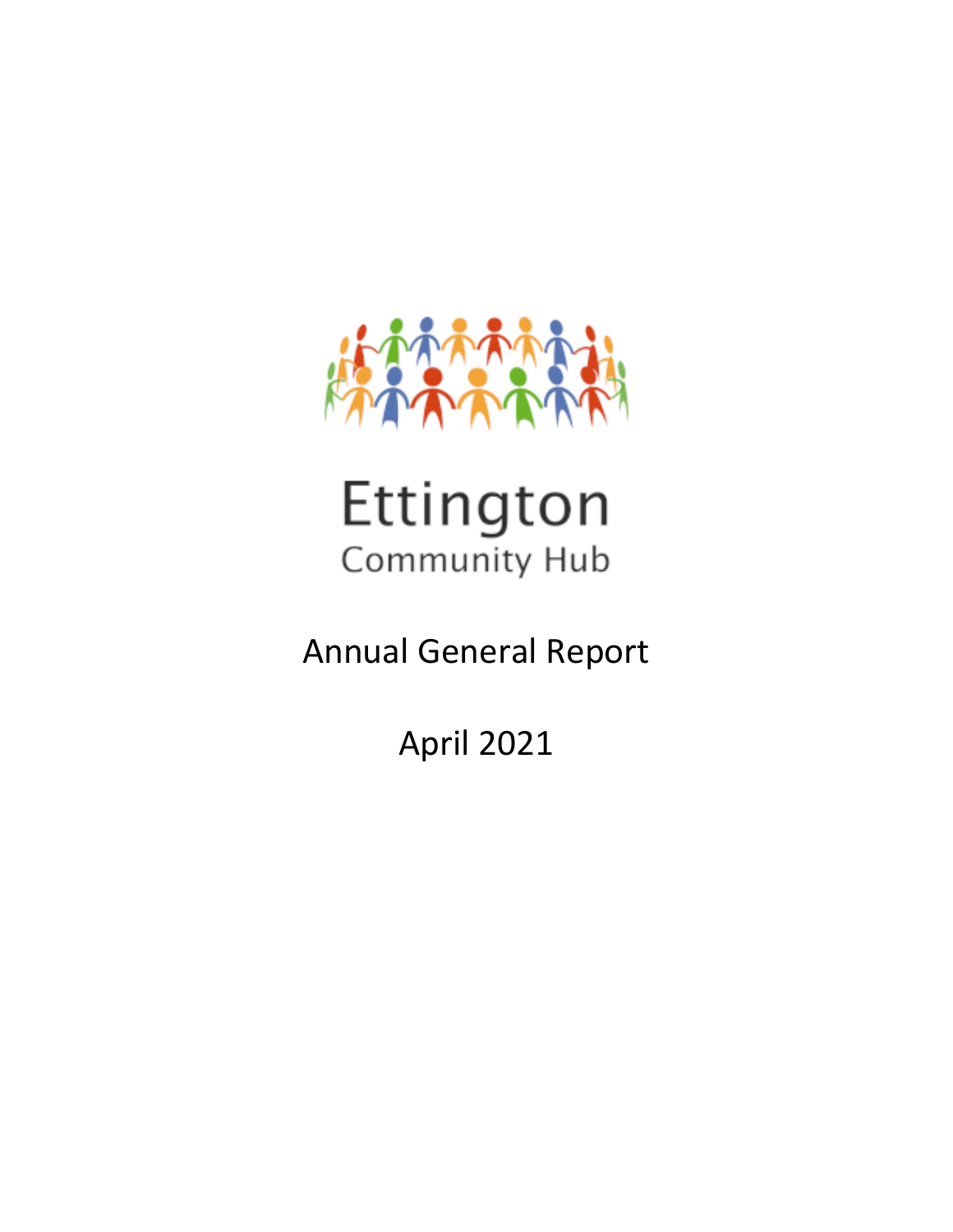Ettington

Community Hub

# Annual General Report

April 2021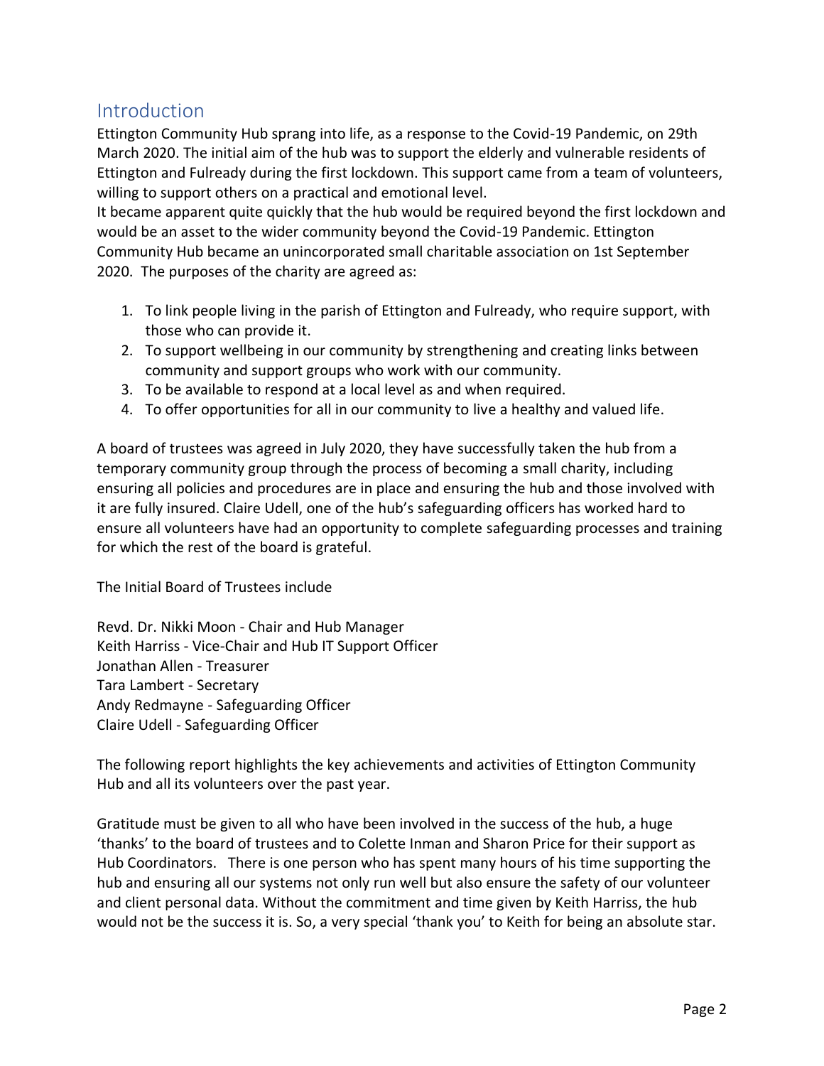## Introduction

Ettington Community Hub sprang into life, as a response to the Covid-19 Pandemic, on 29th March 2020. The initial aim of the hub was to support the elderly and vulnerable residents of Ettington and Fulready during the first lockdown. This support came from a team of volunteers, willing to support others on a practical and emotional level.

It became apparent quite quickly that the hub would be required beyond the first lockdown and would be an asset to the wider community beyond the Covid-19 Pandemic. Ettington Community Hub became an unincorporated small charitable association on 1st September 2020. The purposes of the charity are agreed as:

1. To link people living in the parish of Ettington and Fulready, who require support, with those who can provide it.
2. To support wellbeing in our community by strengthening and creating links between community and support groups who work with our community.
3. To be available to respond at a local level as and when required.
4. To offer opportunities for all in our community to live a healthy and valued life.

A board of trustees was agreed in July 2020, they have successfully taken the hub from a temporary community group through the process of becoming a small charity, including ensuring all policies and procedures are in place and ensuring the hub and those involved with it are fully insured. Claire Udell, one of the hub's safeguarding officers has worked hard to ensure all volunteers have had an opportunity to complete safeguarding processes and training for which the rest of the board is grateful.

The Initial Board of Trustees include

Revd. Dr. Nikki Moon - Chair and Hub Manager
Keith Harriss - Vice-Chair and Hub IT Support Officer
Jonathan Allen - Treasurer
Tara Lambert - Secretary
Andy Redmayne - Safeguarding Officer
Claire Udell - Safeguarding Officer

The following report highlights the key achievements and activities of Ettington Community Hub and all its volunteers over the past year.

Gratitude must be given to all who have been involved in the success of the hub, a huge 'thanks' to the board of trustees and to Colette Inman and Sharon Price for their support as Hub Coordinators. There is one person who has spent many hours of his time supporting the hub and ensuring all our systems not only run well but also ensure the safety of our volunteer and client personal data. Without the commitment and time given by Keith Harriss, the hub would not be the success it is. So, a very special 'thank you' to Keith for being an absolute star.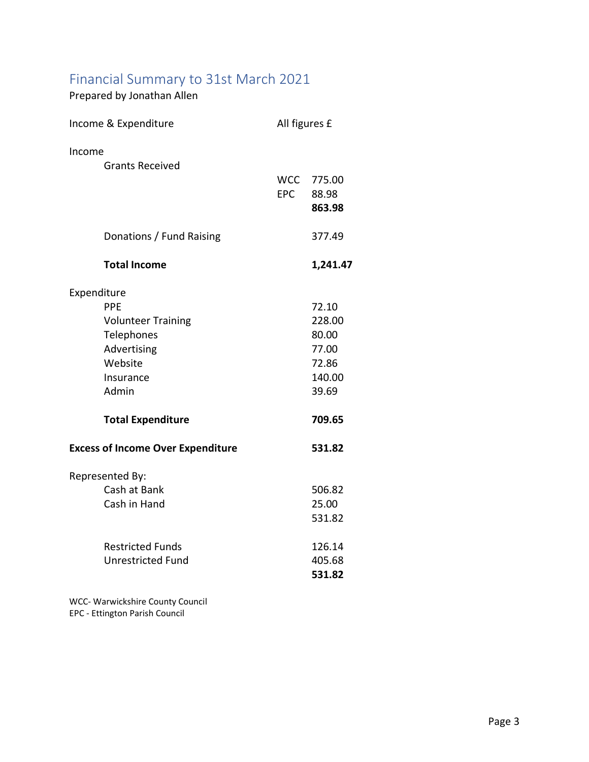# Financial Summary to 31st March 2021

Prepared by Jonathan Allen

| Income & Expenditure | | All figures £ |
|---|---|---|
| **Income** | | |
| Grants Received | | |
| | WCC | 775.00 |
| | EPC | 88.98 |
| | | **863.98** |
| Donations / Fund Raising | | 377.49 |
| **Total Income** | | **1,241.47** |
| **Expenditure** | | |
| PPE | | 72.10 |
| Volunteer Training | | 228.00 |
| Telephones | | 80.00 |
| Advertising | | 77.00 |
| Website | | 72.86 |
| Insurance | | 140.00 |
| Admin | | 39.69 |
| **Total Expenditure** | | **709.65** |
| **Excess of Income Over Expenditure** | | **531.82** |
| Represented By: | | |
| Cash at Bank | | 506.82 |
| Cash in Hand | | 25.00 |
| | | 531.82 |
| Restricted Funds | | 126.14 |
| Unrestricted Fund | | 405.68 |
| | | **531.82** |

WCC- Warwickshire County Council
EPC - Ettington Parish Council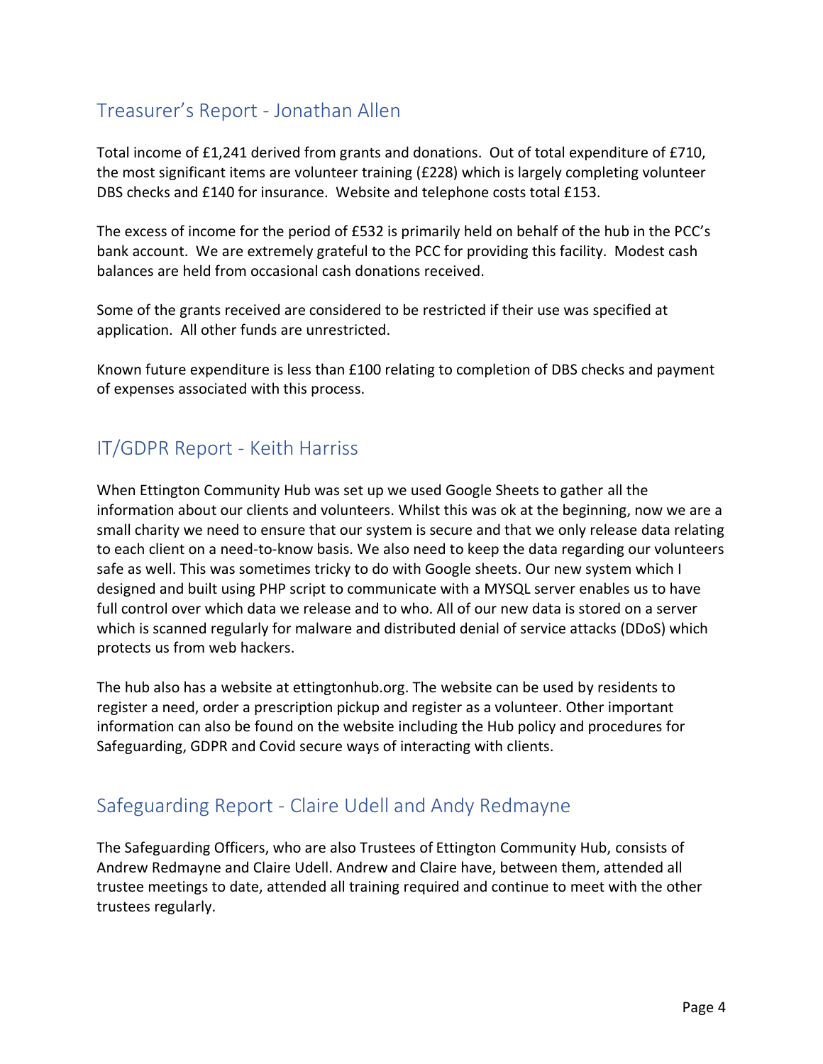## Treasurer's Report - Jonathan Allen

Total income of £1,241 derived from grants and donations. Out of total expenditure of £710, the most significant items are volunteer training (£228) which is largely completing volunteer DBS checks and £140 for insurance. Website and telephone costs total £153.

The excess of income for the period of £532 is primarily held on behalf of the hub in the PCC's bank account. We are extremely grateful to the PCC for providing this facility. Modest cash balances are held from occasional cash donations received.

Some of the grants received are considered to be restricted if their use was specified at application. All other funds are unrestricted.

Known future expenditure is less than £100 relating to completion of DBS checks and payment of expenses associated with this process.

## IT/GDPR Report - Keith Harriss

When Ettington Community Hub was set up we used Google Sheets to gather all the information about our clients and volunteers. Whilst this was ok at the beginning, now we are a small charity we need to ensure that our system is secure and that we only release data relating to each client on a need-to-know basis. We also need to keep the data regarding our volunteers safe as well. This was sometimes tricky to do with Google sheets. Our new system which I designed and built using PHP script to communicate with a MYSQL server enables us to have full control over which data we release and to who. All of our new data is stored on a server which is scanned regularly for malware and distributed denial of service attacks (DDoS) which protects us from web hackers.

The hub also has a website at ettingtonhub.org. The website can be used by residents to register a need, order a prescription pickup and register as a volunteer. Other important information can also be found on the website including the Hub policy and procedures for Safeguarding, GDPR and Covid secure ways of interacting with clients.

## Safeguarding Report - Claire Udell and Andy Redmayne

The Safeguarding Officers, who are also Trustees of Ettington Community Hub, consists of Andrew Redmayne and Claire Udell. Andrew and Claire have, between them, attended all trustee meetings to date, attended all training required and continue to meet with the other trustees regularly.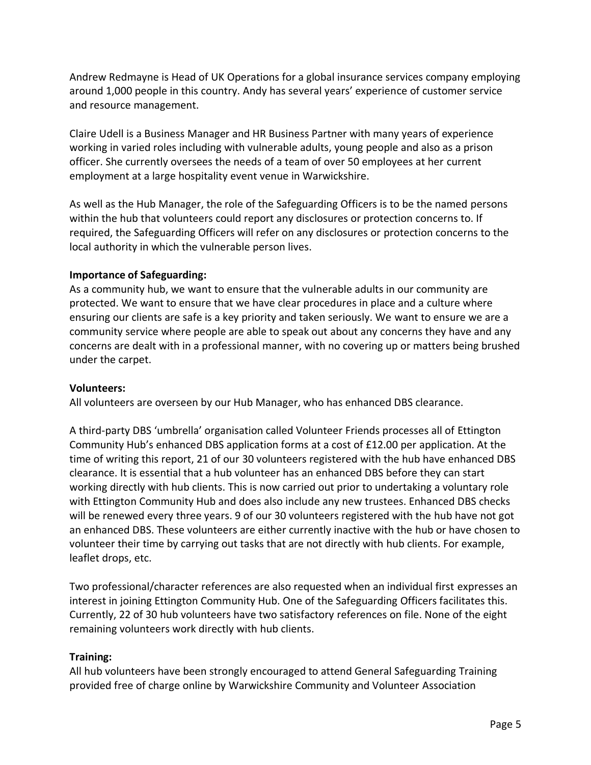Andrew Redmayne is Head of UK Operations for a global insurance services company employing around 1,000 people in this country. Andy has several years' experience of customer service and resource management.

Claire Udell is a Business Manager and HR Business Partner with many years of experience working in varied roles including with vulnerable adults, young people and also as a prison officer. She currently oversees the needs of a team of over 50 employees at her current employment at a large hospitality event venue in Warwickshire.

As well as the Hub Manager, the role of the Safeguarding Officers is to be the named persons within the hub that volunteers could report any disclosures or protection concerns to. If required, the Safeguarding Officers will refer on any disclosures or protection concerns to the local authority in which the vulnerable person lives.

**Importance of Safeguarding:**
As a community hub, we want to ensure that the vulnerable adults in our community are protected. We want to ensure that we have clear procedures in place and a culture where ensuring our clients are safe is a key priority and taken seriously. We want to ensure we are a community service where people are able to speak out about any concerns they have and any concerns are dealt with in a professional manner, with no covering up or matters being brushed under the carpet.

**Volunteers:**
All volunteers are overseen by our Hub Manager, who has enhanced DBS clearance.

A third-party DBS 'umbrella' organisation called Volunteer Friends processes all of Ettington Community Hub's enhanced DBS application forms at a cost of £12.00 per application. At the time of writing this report, 21 of our 30 volunteers registered with the hub have enhanced DBS clearance. It is essential that a hub volunteer has an enhanced DBS before they can start working directly with hub clients. This is now carried out prior to undertaking a voluntary role with Ettington Community Hub and does also include any new trustees. Enhanced DBS checks will be renewed every three years. 9 of our 30 volunteers registered with the hub have not got an enhanced DBS. These volunteers are either currently inactive with the hub or have chosen to volunteer their time by carrying out tasks that are not directly with hub clients. For example, leaflet drops, etc.

Two professional/character references are also requested when an individual first expresses an interest in joining Ettington Community Hub. One of the Safeguarding Officers facilitates this. Currently, 22 of 30 hub volunteers have two satisfactory references on file. None of the eight remaining volunteers work directly with hub clients.

**Training:**
All hub volunteers have been strongly encouraged to attend General Safeguarding Training provided free of charge online by Warwickshire Community and Volunteer Association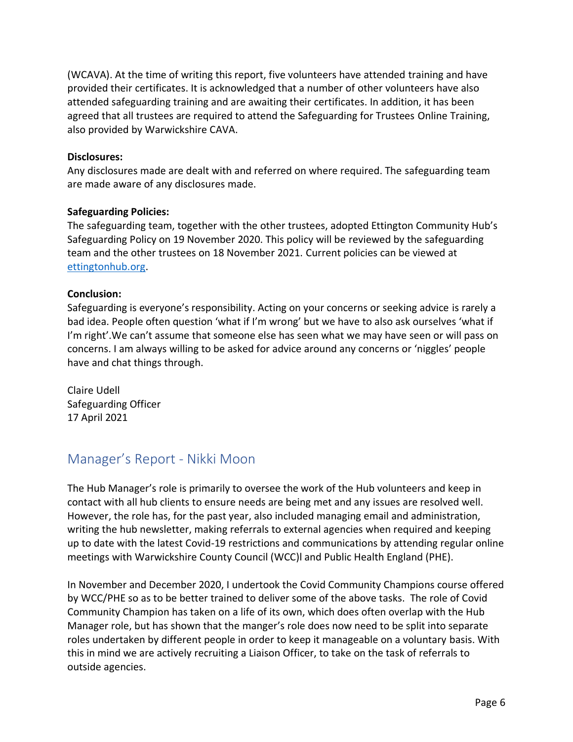(WCAVA). At the time of writing this report, five volunteers have attended training and have provided their certificates. It is acknowledged that a number of other volunteers have also attended safeguarding training and are awaiting their certificates. In addition, it has been agreed that all trustees are required to attend the Safeguarding for Trustees Online Training, also provided by Warwickshire CAVA.

**Disclosures:**
Any disclosures made are dealt with and referred on where required. The safeguarding team are made aware of any disclosures made.

**Safeguarding Policies:**
The safeguarding team, together with the other trustees, adopted Ettington Community Hub's Safeguarding Policy on 19 November 2020. This policy will be reviewed by the safeguarding team and the other trustees on 18 November 2021. Current policies can be viewed at [ettingtonhub.org](ettingtonhub.org).

**Conclusion:**
Safeguarding is everyone's responsibility. Acting on your concerns or seeking advice is rarely a bad idea. People often question 'what if I'm wrong' but we have to also ask ourselves 'what if I'm right'.We can't assume that someone else has seen what we may have seen or will pass on concerns. I am always willing to be asked for advice around any concerns or 'niggles' people have and chat things through.

Claire Udell
Safeguarding Officer
17 April 2021

## Manager's Report - Nikki Moon

The Hub Manager's role is primarily to oversee the work of the Hub volunteers and keep in contact with all hub clients to ensure needs are being met and any issues are resolved well. However, the role has, for the past year, also included managing email and administration, writing the hub newsletter, making referrals to external agencies when required and keeping up to date with the latest Covid-19 restrictions and communications by attending regular online meetings with Warwickshire County Council (WCC)l and Public Health England (PHE).

In November and December 2020, I undertook the Covid Community Champions course offered by WCC/PHE so as to be better trained to deliver some of the above tasks. The role of Covid Community Champion has taken on a life of its own, which does often overlap with the Hub Manager role, but has shown that the manger's role does now need to be split into separate roles undertaken by different people in order to keep it manageable on a voluntary basis. With this in mind we are actively recruiting a Liaison Officer, to take on the task of referrals to outside agencies.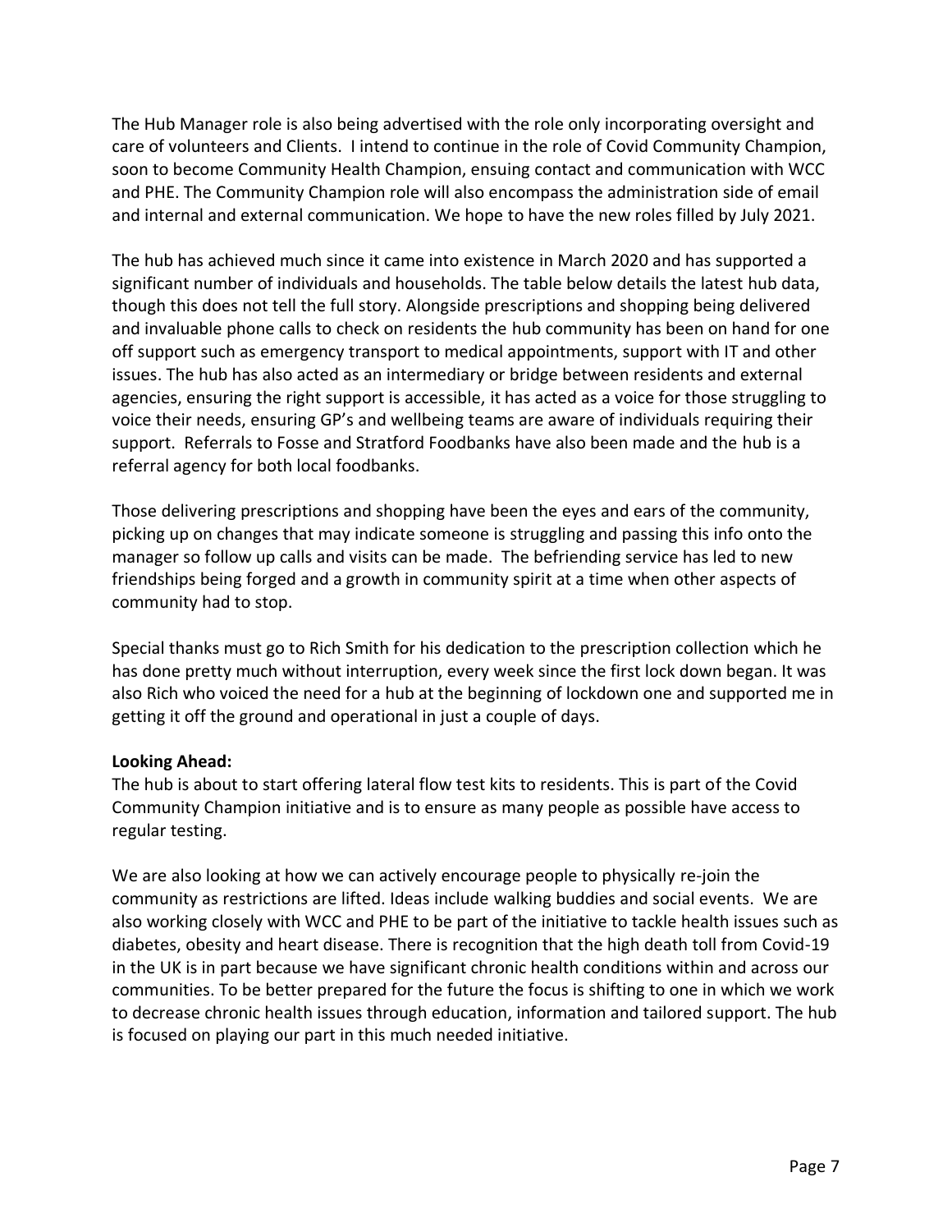The Hub Manager role is also being advertised with the role only incorporating oversight and care of volunteers and Clients. I intend to continue in the role of Covid Community Champion, soon to become Community Health Champion, ensuing contact and communication with WCC and PHE. The Community Champion role will also encompass the administration side of email and internal and external communication. We hope to have the new roles filled by July 2021.

The hub has achieved much since it came into existence in March 2020 and has supported a significant number of individuals and households. The table below details the latest hub data, though this does not tell the full story. Alongside prescriptions and shopping being delivered and invaluable phone calls to check on residents the hub community has been on hand for one off support such as emergency transport to medical appointments, support with IT and other issues. The hub has also acted as an intermediary or bridge between residents and external agencies, ensuring the right support is accessible, it has acted as a voice for those struggling to voice their needs, ensuring GP's and wellbeing teams are aware of individuals requiring their support. Referrals to Fosse and Stratford Foodbanks have also been made and the hub is a referral agency for both local foodbanks.

Those delivering prescriptions and shopping have been the eyes and ears of the community, picking up on changes that may indicate someone is struggling and passing this info onto the manager so follow up calls and visits can be made. The befriending service has led to new friendships being forged and a growth in community spirit at a time when other aspects of community had to stop.

Special thanks must go to Rich Smith for his dedication to the prescription collection which he has done pretty much without interruption, every week since the first lock down began. It was also Rich who voiced the need for a hub at the beginning of lockdown one and supported me in getting it off the ground and operational in just a couple of days.

**Looking Ahead:**
The hub is about to start offering lateral flow test kits to residents. This is part of the Covid Community Champion initiative and is to ensure as many people as possible have access to regular testing.

We are also looking at how we can actively encourage people to physically re-join the community as restrictions are lifted. Ideas include walking buddies and social events. We are also working closely with WCC and PHE to be part of the initiative to tackle health issues such as diabetes, obesity and heart disease. There is recognition that the high death toll from Covid-19 in the UK is in part because we have significant chronic health conditions within and across our communities. To be better prepared for the future the focus is shifting to one in which we work to decrease chronic health issues through education, information and tailored support. The hub is focused on playing our part in this much needed initiative.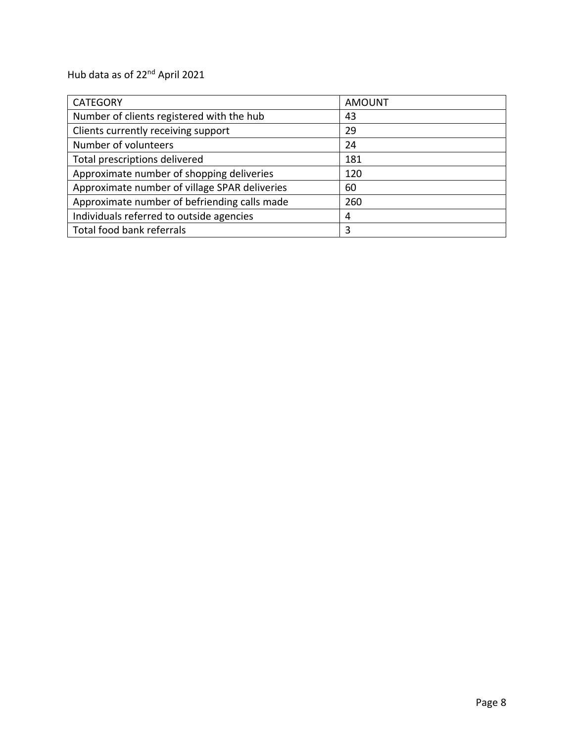Hub data as of 22nd April 2021

| CATEGORY | AMOUNT |
| --- | --- |
| Number of clients registered with the hub | 43 |
| Clients currently receiving support | 29 |
| Number of volunteers | 24 |
| Total prescriptions delivered | 181 |
| Approximate number of shopping deliveries | 120 |
| Approximate number of village SPAR deliveries | 60 |
| Approximate number of befriending calls made | 260 |
| Individuals referred to outside agencies | 4 |
| Total food bank referrals | 3 |